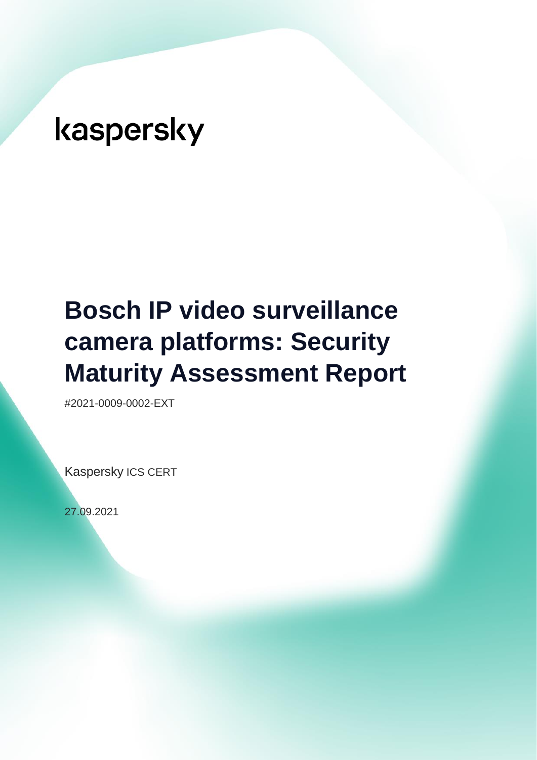kaspersky

# Bosch IP video surveillance camera platforms: Security Maturity Assessment Report

#2021-0009-0002-EXT

Kaspersky ICS CERT

27.09.2021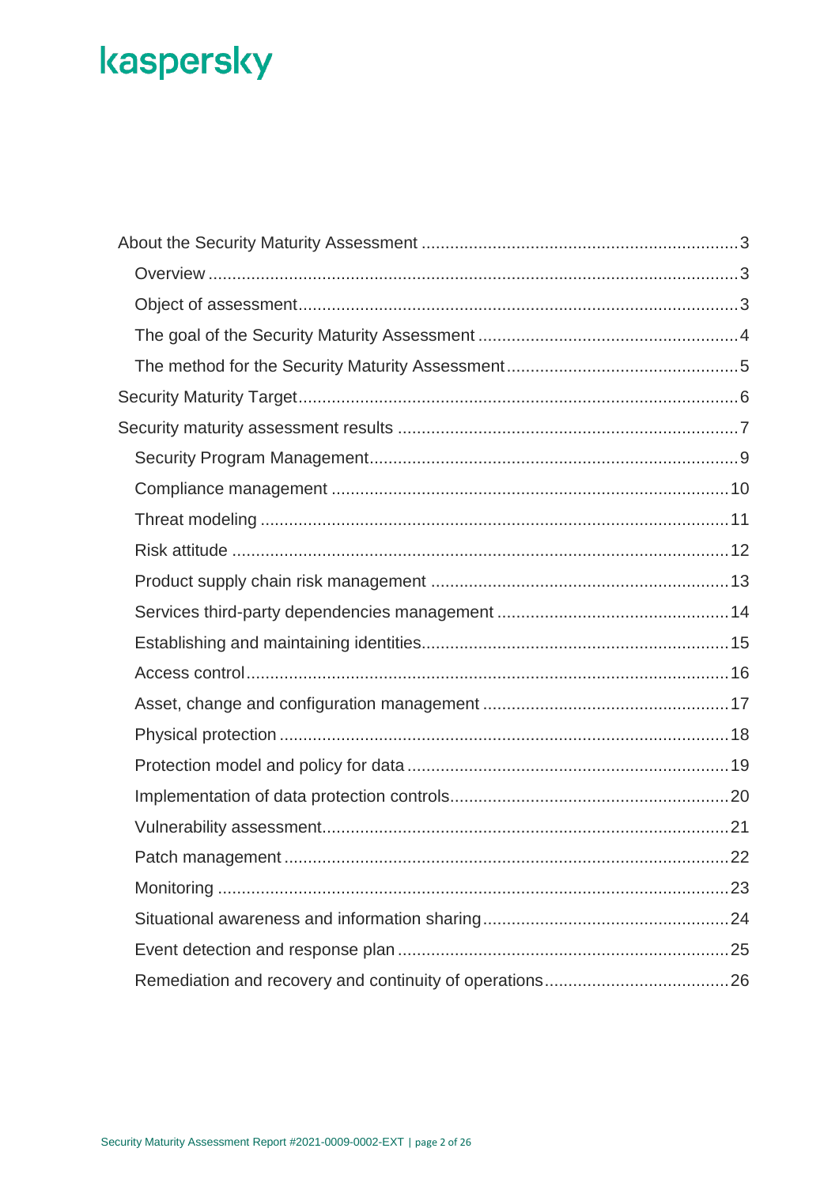kaspersky

- About the Security Maturity Assessment ..... 3
  - Overview ..... 3
  - Object of assessment ..... 3
  - The goal of the Security Maturity Assessment ..... 4
  - The method for the Security Maturity Assessment ..... 5
- Security Maturity Target ..... 6
- Security maturity assessment results ..... 7
  - Security Program Management ..... 9
  - Compliance management ..... 10
  - Threat modeling ..... 11
  - Risk attitude ..... 12
  - Product supply chain risk management ..... 13
  - Services third-party dependencies management ..... 14
  - Establishing and maintaining identities ..... 15
  - Access control ..... 16
  - Asset, change and configuration management ..... 17
  - Physical protection ..... 18
  - Protection model and policy for data ..... 19
  - Implementation of data protection controls ..... 20
  - Vulnerability assessment ..... 21
  - Patch management ..... 22
  - Monitoring ..... 23
  - Situational awareness and information sharing ..... 24
  - Event detection and response plan ..... 25
  - Remediation and recovery and continuity of operations ..... 26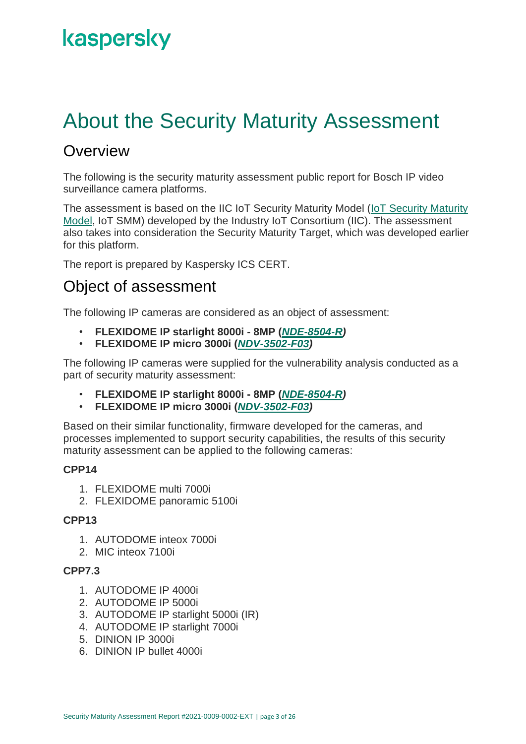# About the Security Maturity Assessment

## Overview

The following is the security maturity assessment public report for Bosch IP video surveillance camera platforms.

The assessment is based on the IIC IoT Security Maturity Model (IoT Security Maturity Model, IoT SMM) developed by the Industry IoT Consortium (IIC). The assessment also takes into consideration the Security Maturity Target, which was developed earlier for this platform.

The report is prepared by Kaspersky ICS CERT.

## Object of assessment

The following IP cameras are considered as an object of assessment:

- **FLEXIDOME IP starlight 8000i - 8MP (*NDE-8504-R*)**
- **FLEXIDOME IP micro 3000i (*NDV-3502-F03*)**

The following IP cameras were supplied for the vulnerability analysis conducted as a part of security maturity assessment:

- **FLEXIDOME IP starlight 8000i - 8MP (*NDE-8504-R*)**
- **FLEXIDOME IP micro 3000i (*NDV-3502-F03*)**

Based on their similar functionality, firmware developed for the cameras, and processes implemented to support security capabilities, the results of this security maturity assessment can be applied to the following cameras:

**CPP14**

1. FLEXIDOME multi 7000i
2. FLEXIDOME panoramic 5100i

**CPP13**

1. AUTODOME inteox 7000i
2. MIC inteox 7100i

**CPP7.3**

1. AUTODOME IP 4000i
2. AUTODOME IP 5000i
3. AUTODOME IP starlight 5000i (IR)
4. AUTODOME IP starlight 7000i
5. DINION IP 3000i
6. DINION IP bullet 4000i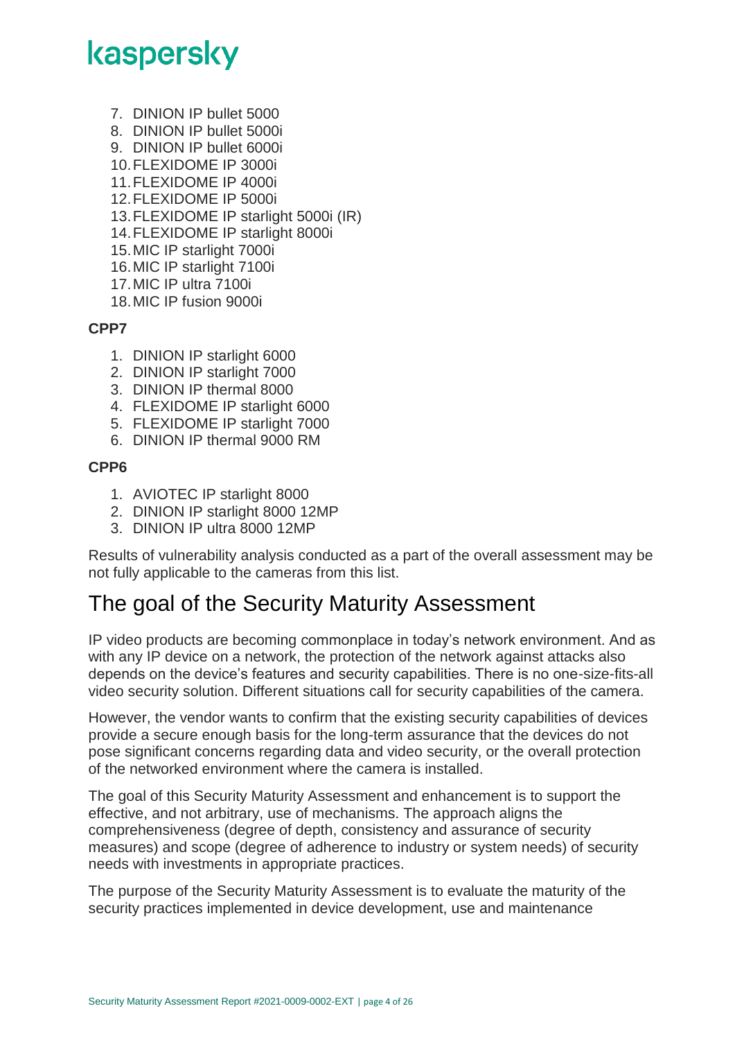7. DINION IP bullet 5000
8. DINION IP bullet 5000i
9. DINION IP bullet 6000i
10. FLEXIDOME IP 3000i
11. FLEXIDOME IP 4000i
12. FLEXIDOME IP 5000i
13. FLEXIDOME IP starlight 5000i (IR)
14. FLEXIDOME IP starlight 8000i
15. MIC IP starlight 7000i
16. MIC IP starlight 7100i
17. MIC IP ultra 7100i
18. MIC IP fusion 9000i

**CPP7**

1. DINION IP starlight 6000
2. DINION IP starlight 7000
3. DINION IP thermal 8000
4. FLEXIDOME IP starlight 6000
5. FLEXIDOME IP starlight 7000
6. DINION IP thermal 9000 RM

**CPP6**

1. AVIOTEC IP starlight 8000
2. DINION IP starlight 8000 12MP
3. DINION IP ultra 8000 12MP

Results of vulnerability analysis conducted as a part of the overall assessment may be not fully applicable to the cameras from this list.

# The goal of the Security Maturity Assessment

IP video products are becoming commonplace in today's network environment. And as with any IP device on a network, the protection of the network against attacks also depends on the device's features and security capabilities. There is no one-size-fits-all video security solution. Different situations call for security capabilities of the camera.

However, the vendor wants to confirm that the existing security capabilities of devices provide a secure enough basis for the long-term assurance that the devices do not pose significant concerns regarding data and video security, or the overall protection of the networked environment where the camera is installed.

The goal of this Security Maturity Assessment and enhancement is to support the effective, and not arbitrary, use of mechanisms. The approach aligns the comprehensiveness (degree of depth, consistency and assurance of security measures) and scope (degree of adherence to industry or system needs) of security needs with investments in appropriate practices.

The purpose of the Security Maturity Assessment is to evaluate the maturity of the security practices implemented in device development, use and maintenance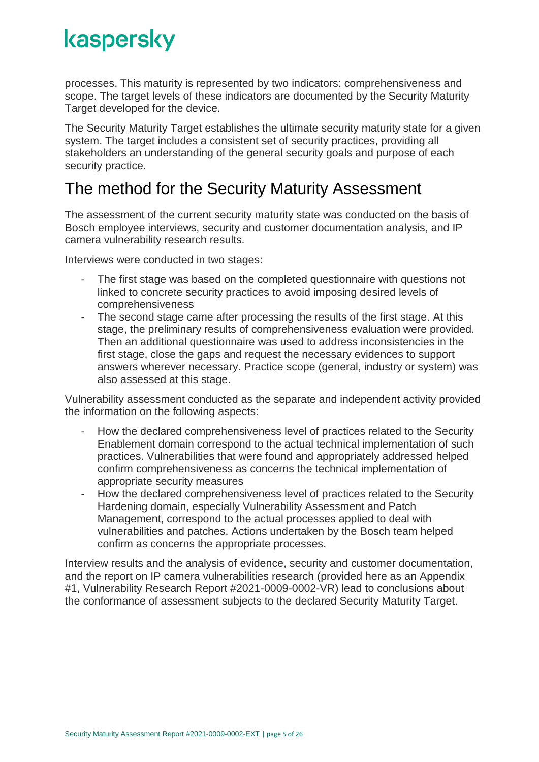processes. This maturity is represented by two indicators: comprehensiveness and scope. The target levels of these indicators are documented by the Security Maturity Target developed for the device.

The Security Maturity Target establishes the ultimate security maturity state for a given system. The target includes a consistent set of security practices, providing all stakeholders an understanding of the general security goals and purpose of each security practice.

## The method for the Security Maturity Assessment

The assessment of the current security maturity state was conducted on the basis of Bosch employee interviews, security and customer documentation analysis, and IP camera vulnerability research results.

Interviews were conducted in two stages:

- The first stage was based on the completed questionnaire with questions not linked to concrete security practices to avoid imposing desired levels of comprehensiveness
- The second stage came after processing the results of the first stage. At this stage, the preliminary results of comprehensiveness evaluation were provided. Then an additional questionnaire was used to address inconsistencies in the first stage, close the gaps and request the necessary evidences to support answers wherever necessary. Practice scope (general, industry or system) was also assessed at this stage.

Vulnerability assessment conducted as the separate and independent activity provided the information on the following aspects:

- How the declared comprehensiveness level of practices related to the Security Enablement domain correspond to the actual technical implementation of such practices. Vulnerabilities that were found and appropriately addressed helped confirm comprehensiveness as concerns the technical implementation of appropriate security measures
- How the declared comprehensiveness level of practices related to the Security Hardening domain, especially Vulnerability Assessment and Patch Management, correspond to the actual processes applied to deal with vulnerabilities and patches. Actions undertaken by the Bosch team helped confirm as concerns the appropriate processes.

Interview results and the analysis of evidence, security and customer documentation, and the report on IP camera vulnerabilities research (provided here as an Appendix #1, Vulnerability Research Report #2021-0009-0002-VR) lead to conclusions about the conformance of assessment subjects to the declared Security Maturity Target.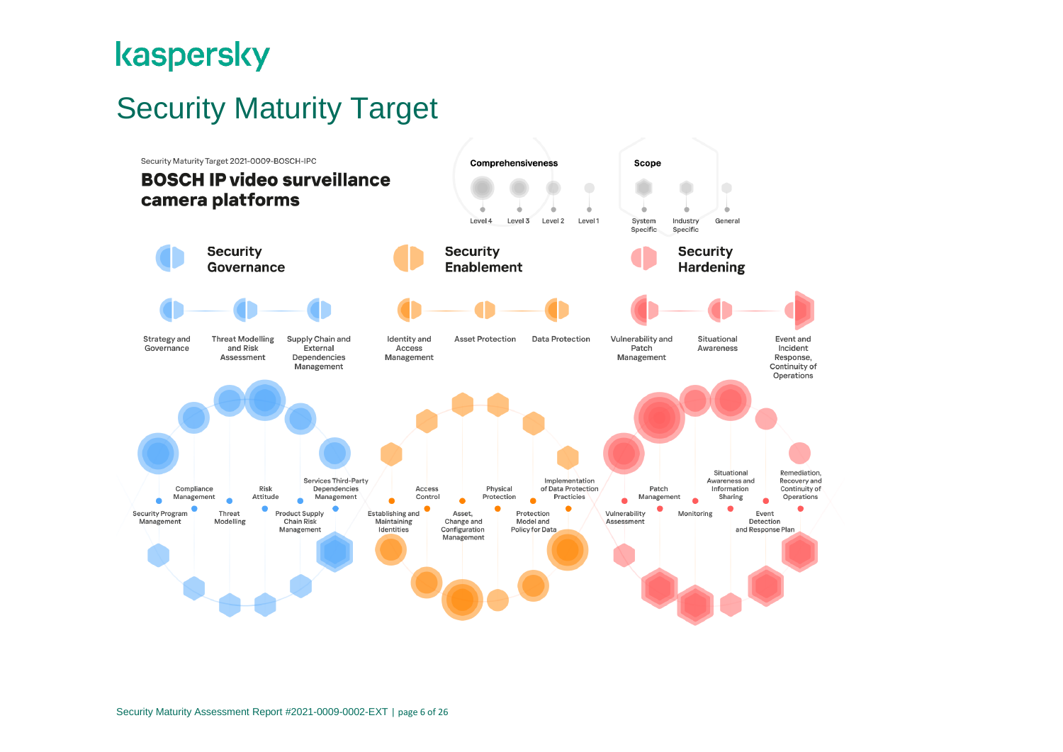# Security Maturity Target

Security Maturity Target 2021-0009-BOSCH-IPC

## BOSCH IP video surveillance camera platforms

**Comprehensiveness**

Level 4 · Level 3 · Level 2 · Level 1

**Scope**

System Specific · Industry Specific · General

### Security Governance

- Strategy and Governance
- Threat Modelling and Risk Assessment
- Supply Chain and External Dependencies Management

Security Program Management · Compliance Management · Threat Modelling · Risk Attitude · Product Supply Chain Risk Management · Services Third-Party Dependencies Management

### Security Enablement

- Identity and Access Management
- Asset Protection
- Data Protection

Establishing and Maintaining Identities · Access Control · Asset, Change and Configuration Management · Physical Protection · Protection Model and Policy for Data · Implementation of Data Protection Practicies

### Security Hardening

- Vulnerability and Patch Management
- Situational Awareness
- Event and Incident Response, Continuity of Operations

Vulnerability Assessment · Patch Management · Monitoring · Situational Awareness and Information Sharing · Event Detection and Response Plan · Remediation, Recovery and Continuity of Operations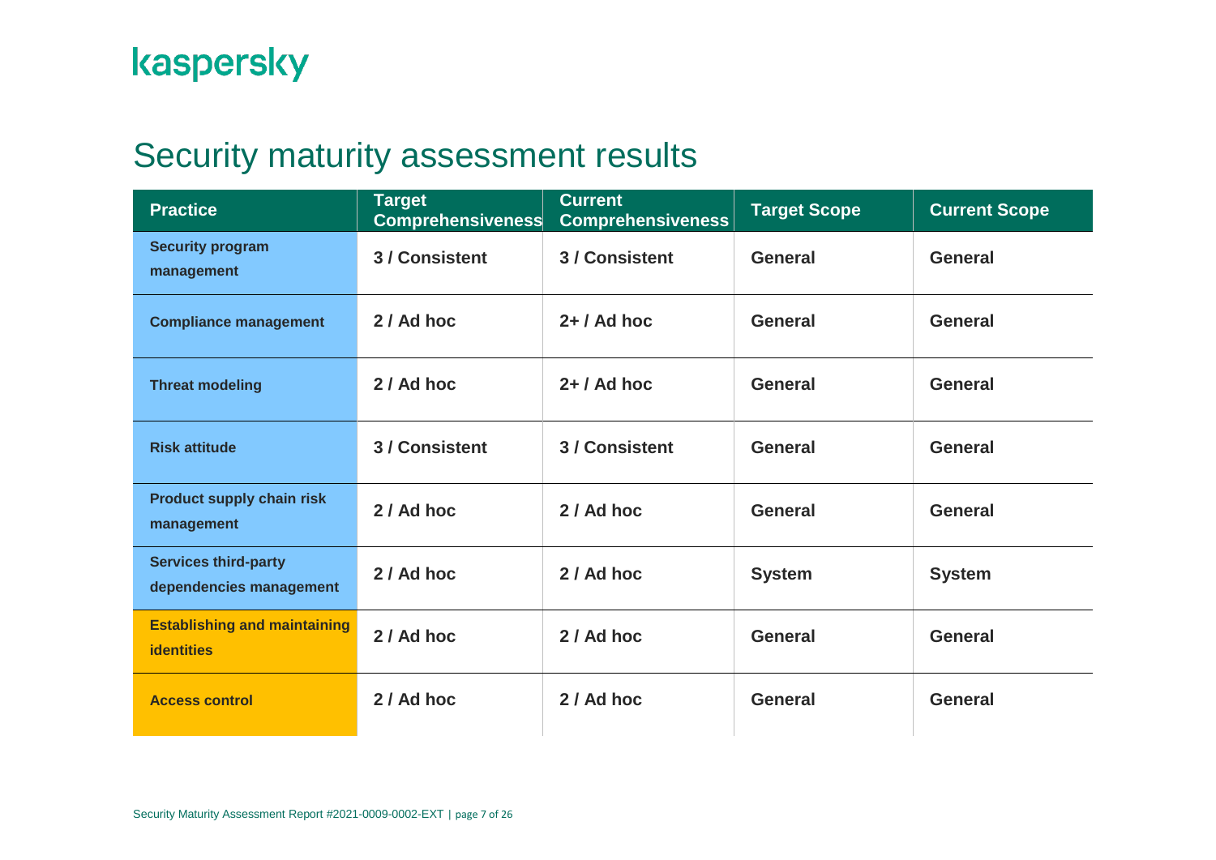# Security maturity assessment results

| Practice | Target Comprehensiveness | Current Comprehensiveness | Target Scope | Current Scope |
|---|---|---|---|---|
| Security program management | 3 / Consistent | 3 / Consistent | General | General |
| Compliance management | 2 / Ad hoc | 2+ / Ad hoc | General | General |
| Threat modeling | 2 / Ad hoc | 2+ / Ad hoc | General | General |
| Risk attitude | 3 / Consistent | 3 / Consistent | General | General |
| Product supply chain risk management | 2 / Ad hoc | 2 / Ad hoc | General | General |
| Services third-party dependencies management | 2 / Ad hoc | 2 / Ad hoc | System | System |
| Establishing and maintaining identities | 2 / Ad hoc | 2 / Ad hoc | General | General |
| Access control | 2 / Ad hoc | 2 / Ad hoc | General | General |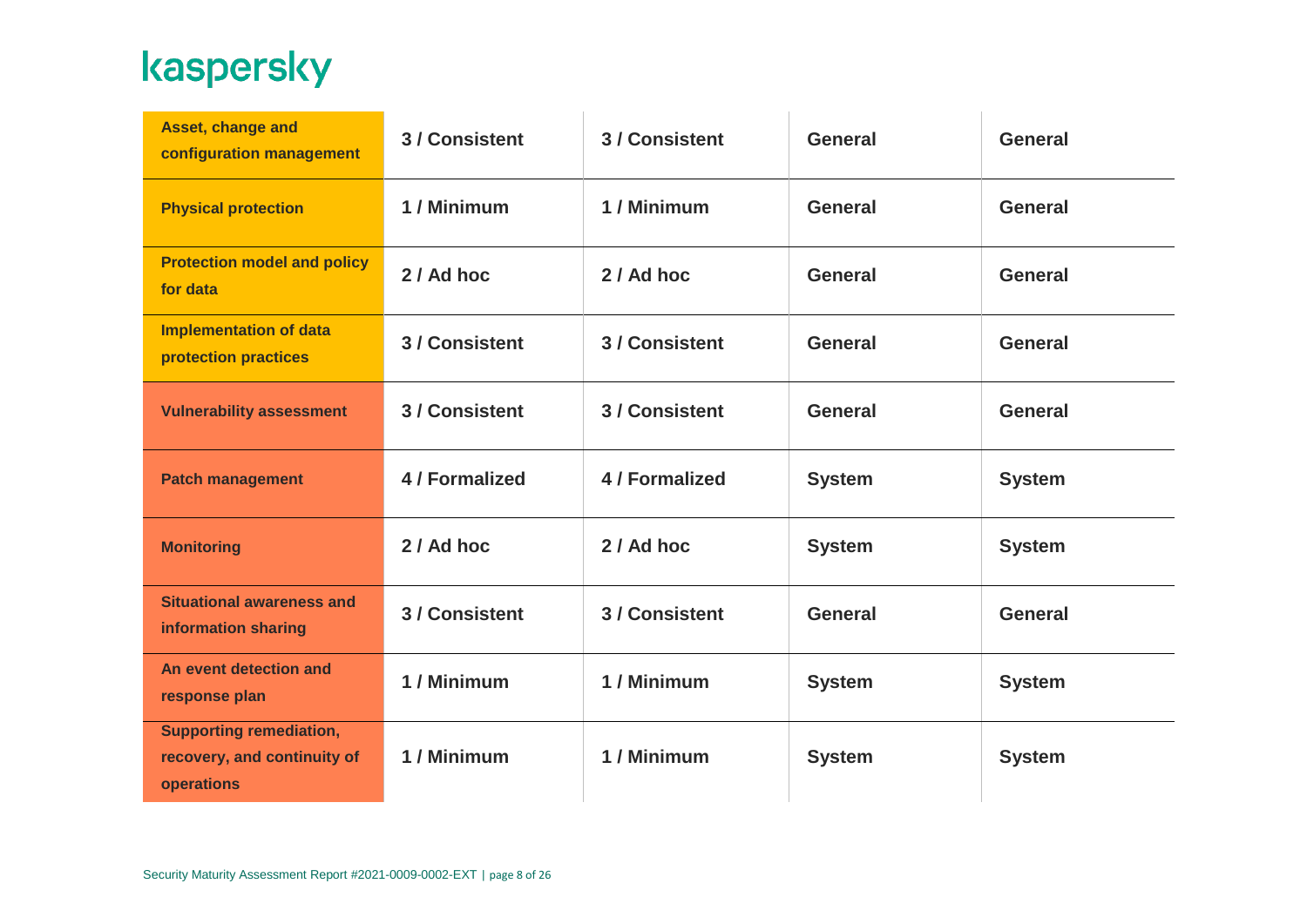| | | | | |
|---|---|---|---|---|
| **Asset, change and configuration management** | **3 / Consistent** | **3 / Consistent** | **General** | **General** |
| **Physical protection** | **1 / Minimum** | **1 / Minimum** | **General** | **General** |
| **Protection model and policy for data** | **2 / Ad hoc** | **2 / Ad hoc** | **General** | **General** |
| **Implementation of data protection practices** | **3 / Consistent** | **3 / Consistent** | **General** | **General** |
| **Vulnerability assessment** | **3 / Consistent** | **3 / Consistent** | **General** | **General** |
| **Patch management** | **4 / Formalized** | **4 / Formalized** | **System** | **System** |
| **Monitoring** | **2 / Ad hoc** | **2 / Ad hoc** | **System** | **System** |
| **Situational awareness and information sharing** | **3 / Consistent** | **3 / Consistent** | **General** | **General** |
| **An event detection and response plan** | **1 / Minimum** | **1 / Minimum** | **System** | **System** |
| **Supporting remediation, recovery, and continuity of operations** | **1 / Minimum** | **1 / Minimum** | **System** | **System** |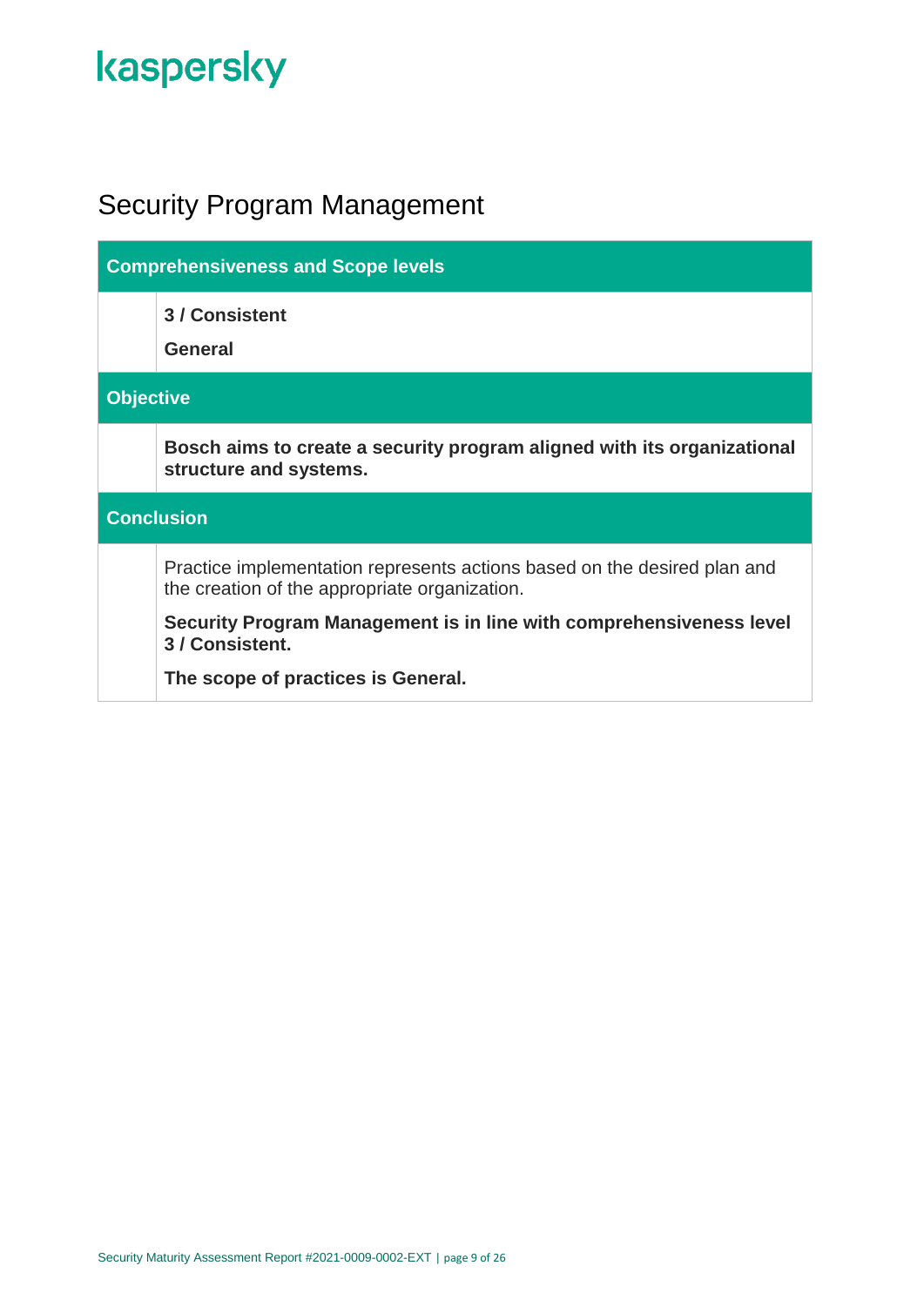## Security Program Management

### Comprehensiveness and Scope levels

**3 / Consistent**

**General**

### Objective

**Bosch aims to create a security program aligned with its organizational structure and systems.**

### Conclusion

Practice implementation represents actions based on the desired plan and the creation of the appropriate organization.

**Security Program Management is in line with comprehensiveness level 3 / Consistent.**

**The scope of practices is General.**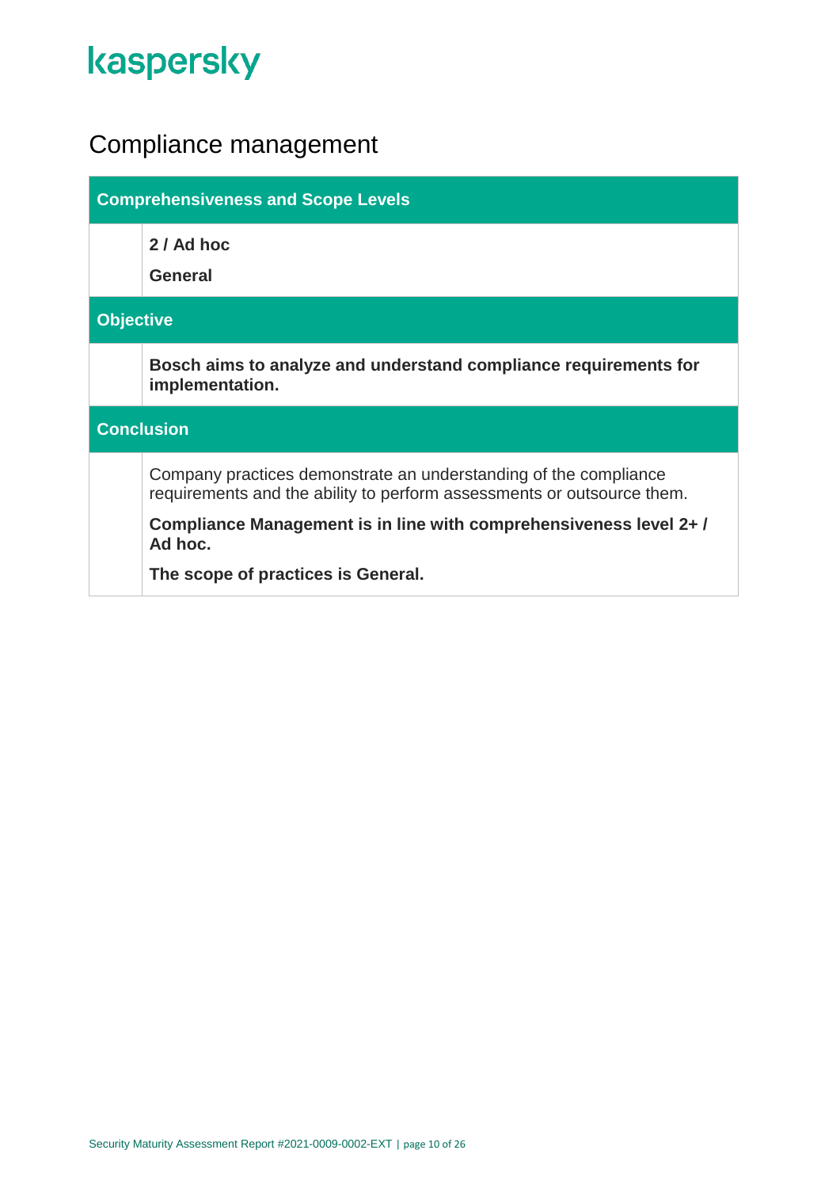# Compliance management

| Comprehensiveness and Scope Levels | |
|---|---|
| | **2 / Ad hoc**<br><br>**General** |
| **Objective** | |
| | **Bosch aims to analyze and understand compliance requirements for implementation.** |
| **Conclusion** | |
| | Company practices demonstrate an understanding of the compliance requirements and the ability to perform assessments or outsource them.<br><br>**Compliance Management is in line with comprehensiveness level 2+ / Ad hoc.**<br><br>**The scope of practices is General.** |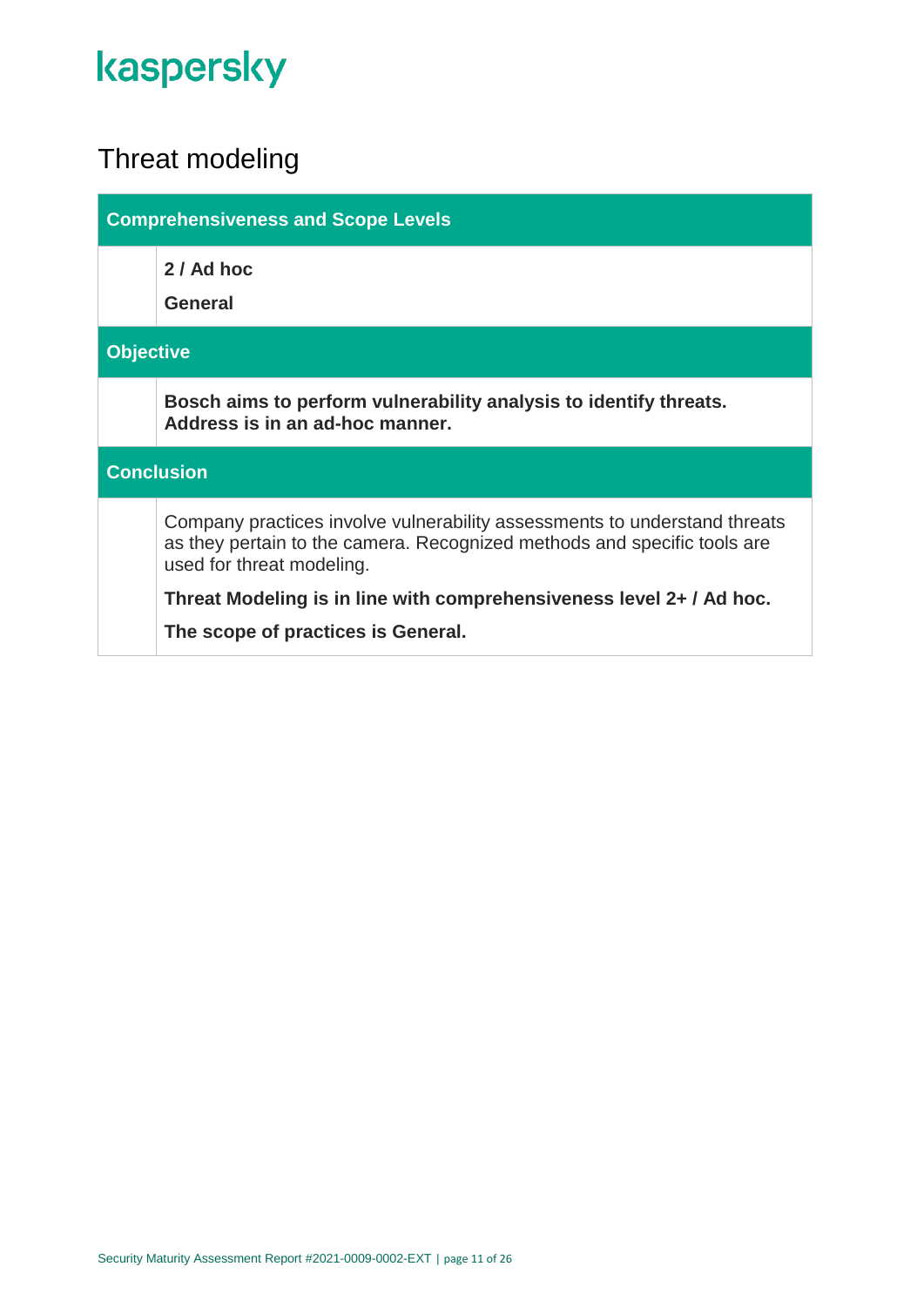# Threat modeling

| Comprehensiveness and Scope Levels |
|---|
| **2 / Ad hoc**<br><br>**General** |
| **Objective** |
| **Bosch aims to perform vulnerability analysis to identify threats. Address is in an ad-hoc manner.** |
| **Conclusion** |
| Company practices involve vulnerability assessments to understand threats as they pertain to the camera. Recognized methods and specific tools are used for threat modeling.<br><br>**Threat Modeling is in line with comprehensiveness level 2+ / Ad hoc.**<br><br>**The scope of practices is General.** |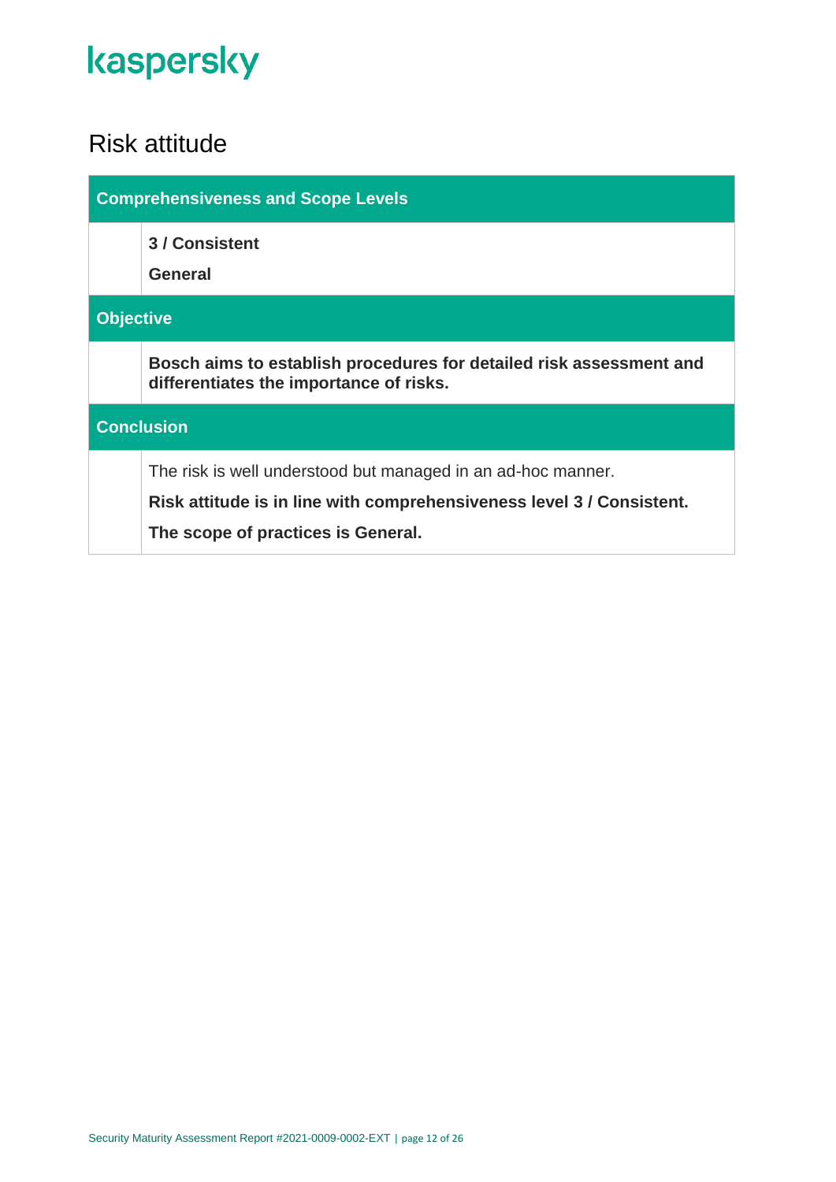## Risk attitude

| Comprehensiveness and Scope Levels | |
|---|---|
| | **3 / Consistent**<br>**General** |
| **Objective** | |
| | **Bosch aims to establish procedures for detailed risk assessment and differentiates the importance of risks.** |
| **Conclusion** | |
| | The risk is well understood but managed in an ad-hoc manner.<br>**Risk attitude is in line with comprehensiveness level 3 / Consistent.**<br>**The scope of practices is General.** |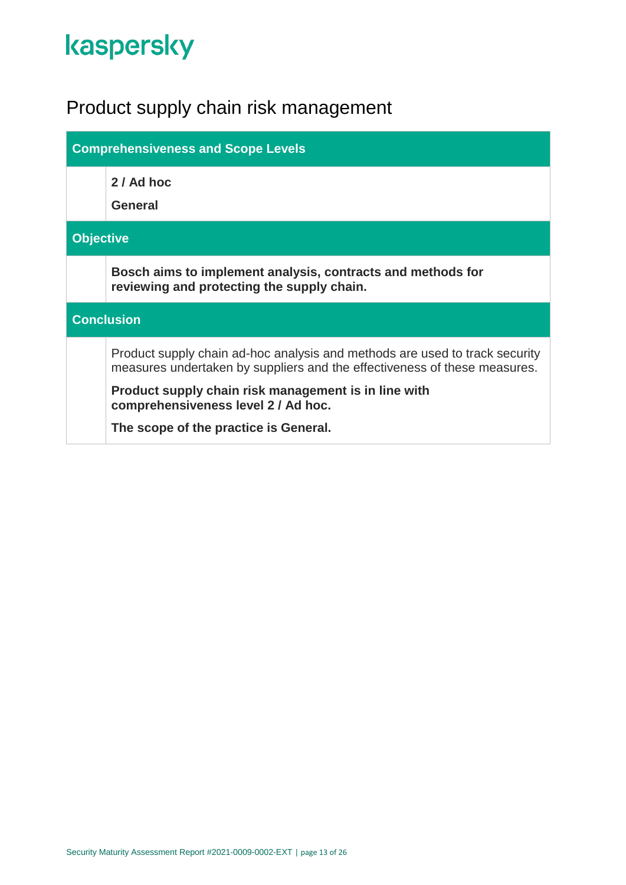# Product supply chain risk management

| Comprehensiveness and Scope Levels | |
|---|---|
| | **2 / Ad hoc**<br>**General** |
| **Objective** | |
| | **Bosch aims to implement analysis, contracts and methods for reviewing and protecting the supply chain.** |
| **Conclusion** | |
| | Product supply chain ad-hoc analysis and methods are used to track security measures undertaken by suppliers and the effectiveness of these measures.<br>**Product supply chain risk management is in line with comprehensiveness level 2 / Ad hoc.**<br>**The scope of the practice is General.** |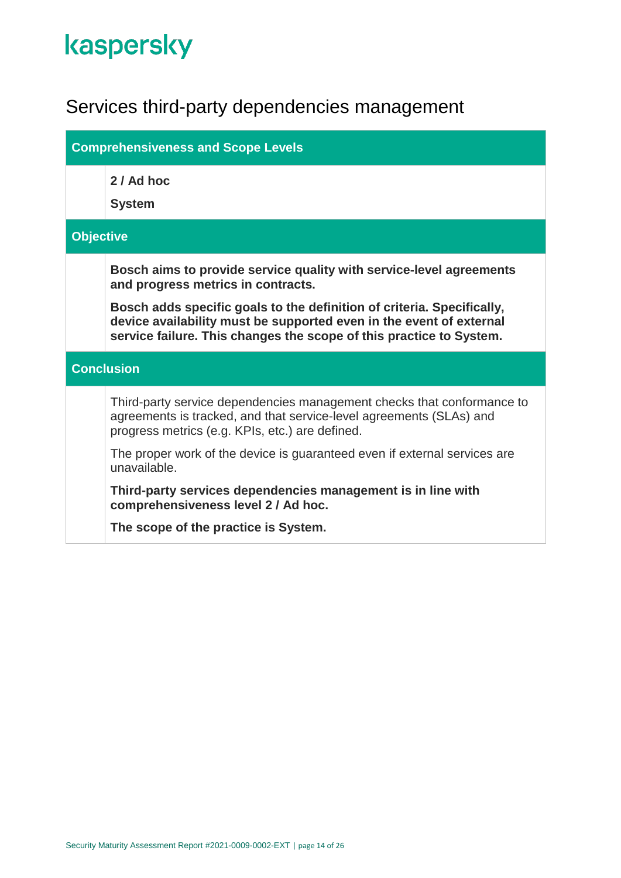## Services third-party dependencies management

### Comprehensiveness and Scope Levels

**2 / Ad hoc**

**System**

### Objective

**Bosch aims to provide service quality with service-level agreements and progress metrics in contracts.**

**Bosch adds specific goals to the definition of criteria. Specifically, device availability must be supported even in the event of external service failure. This changes the scope of this practice to System.**

### Conclusion

Third-party service dependencies management checks that conformance to agreements is tracked, and that service-level agreements (SLAs) and progress metrics (e.g. KPIs, etc.) are defined.

The proper work of the device is guaranteed even if external services are unavailable.

**Third-party services dependencies management is in line with comprehensiveness level 2 / Ad hoc.**

**The scope of the practice is System.**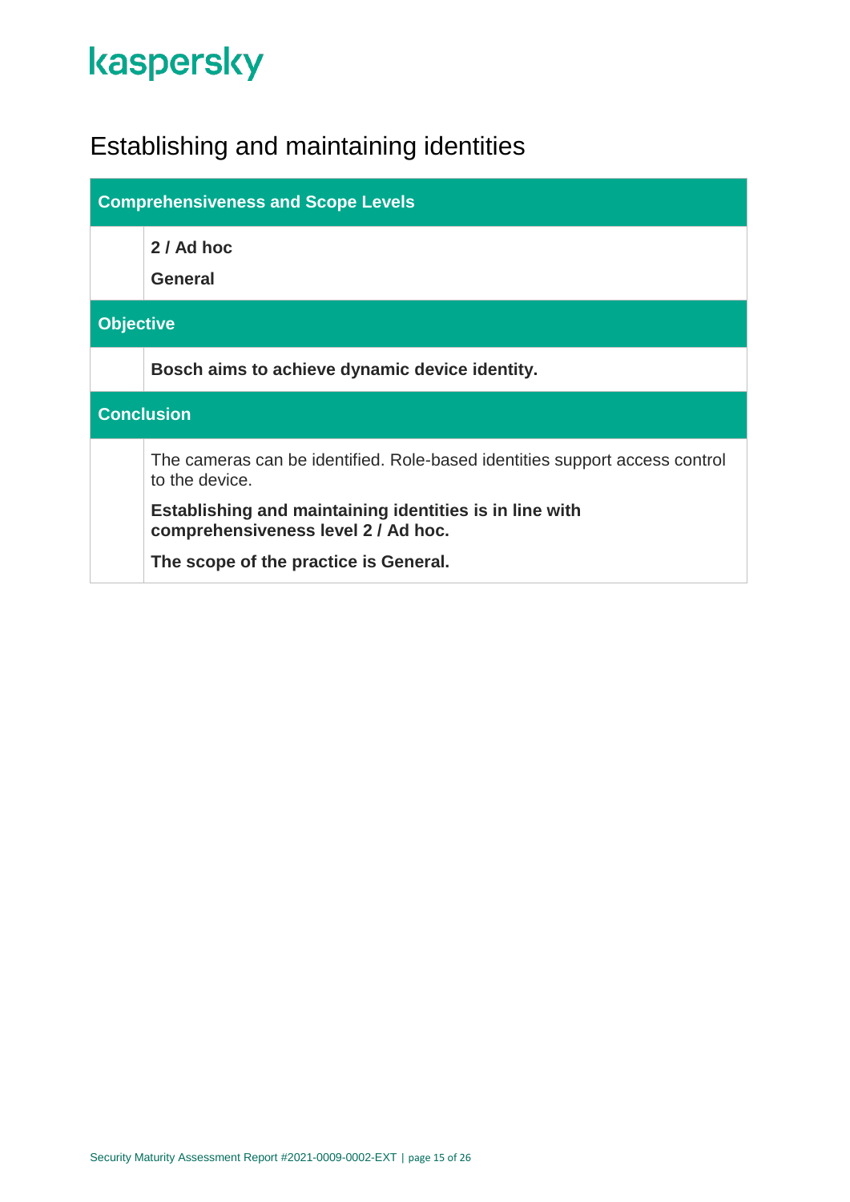# Establishing and maintaining identities

| Comprehensiveness and Scope Levels |
| --- |
| **2 / Ad hoc**<br>**General** |

| Objective |
| --- |
| **Bosch aims to achieve dynamic device identity.** |

| Conclusion |
| --- |
| The cameras can be identified. Role-based identities support access control to the device.<br>**Establishing and maintaining identities is in line with comprehensiveness level 2 / Ad hoc.**<br>**The scope of the practice is General.** |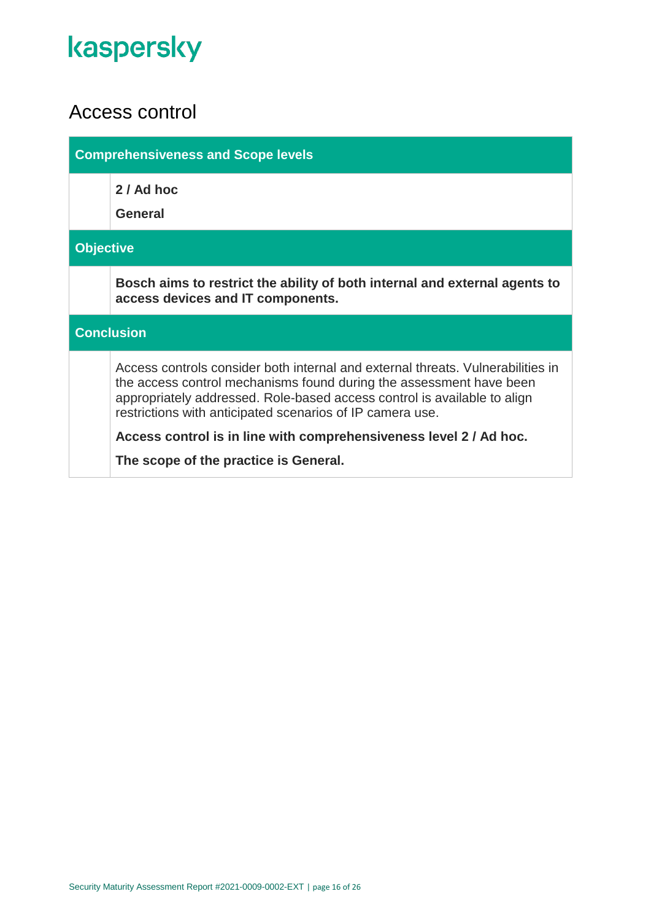# Access control

| Comprehensiveness and Scope levels |
|---|
| **2 / Ad hoc**<br>**General** |

| Objective |
|---|
| **Bosch aims to restrict the ability of both internal and external agents to access devices and IT components.** |

| Conclusion |
|---|
| Access controls consider both internal and external threats. Vulnerabilities in the access control mechanisms found during the assessment have been appropriately addressed. Role-based access control is available to align restrictions with anticipated scenarios of IP camera use.<br>**Access control is in line with comprehensiveness level 2 / Ad hoc.**<br>**The scope of the practice is General.** |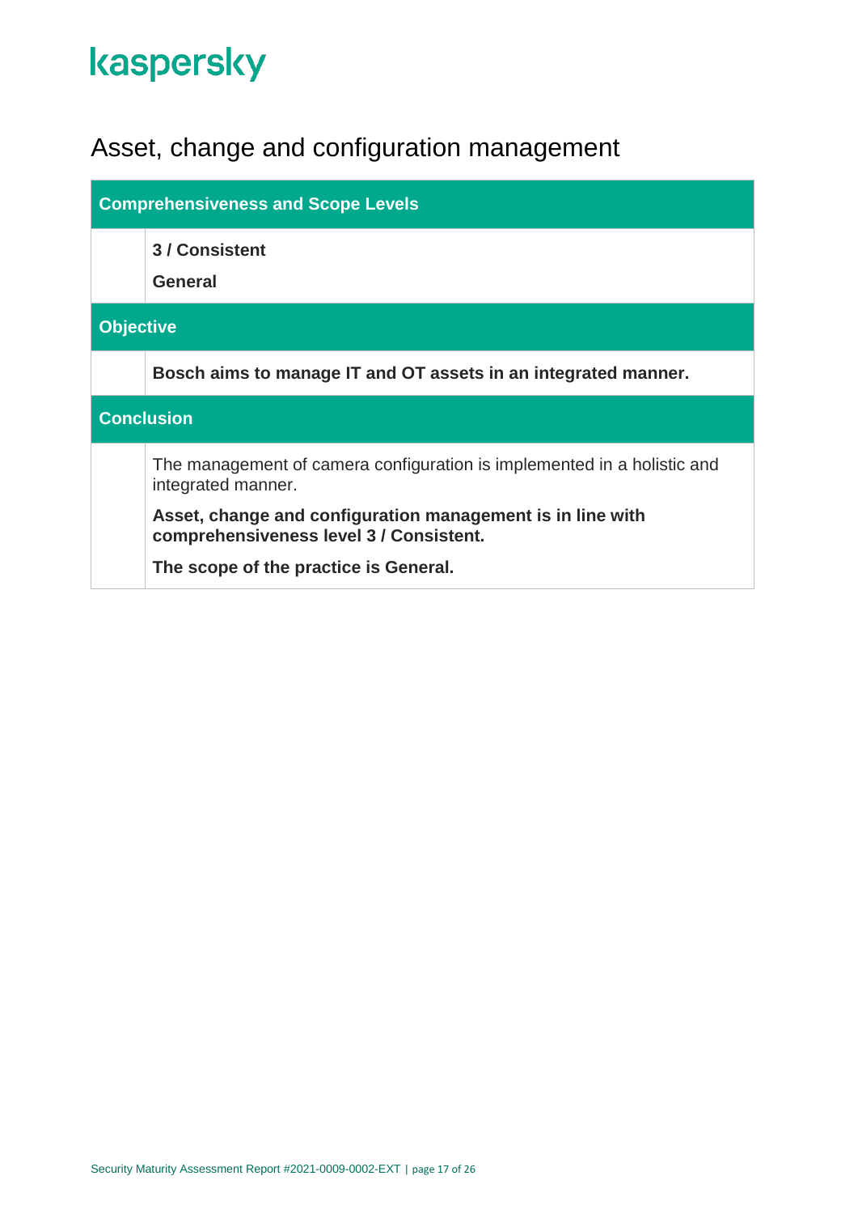# Asset, change and configuration management

| Comprehensiveness and Scope Levels |
|---|
| **3 / Consistent**<br>**General** |

| Objective |
|---|
| **Bosch aims to manage IT and OT assets in an integrated manner.** |

| Conclusion |
|---|
| The management of camera configuration is implemented in a holistic and integrated manner.<br>**Asset, change and configuration management is in line with comprehensiveness level 3 / Consistent.**<br>**The scope of the practice is General.** |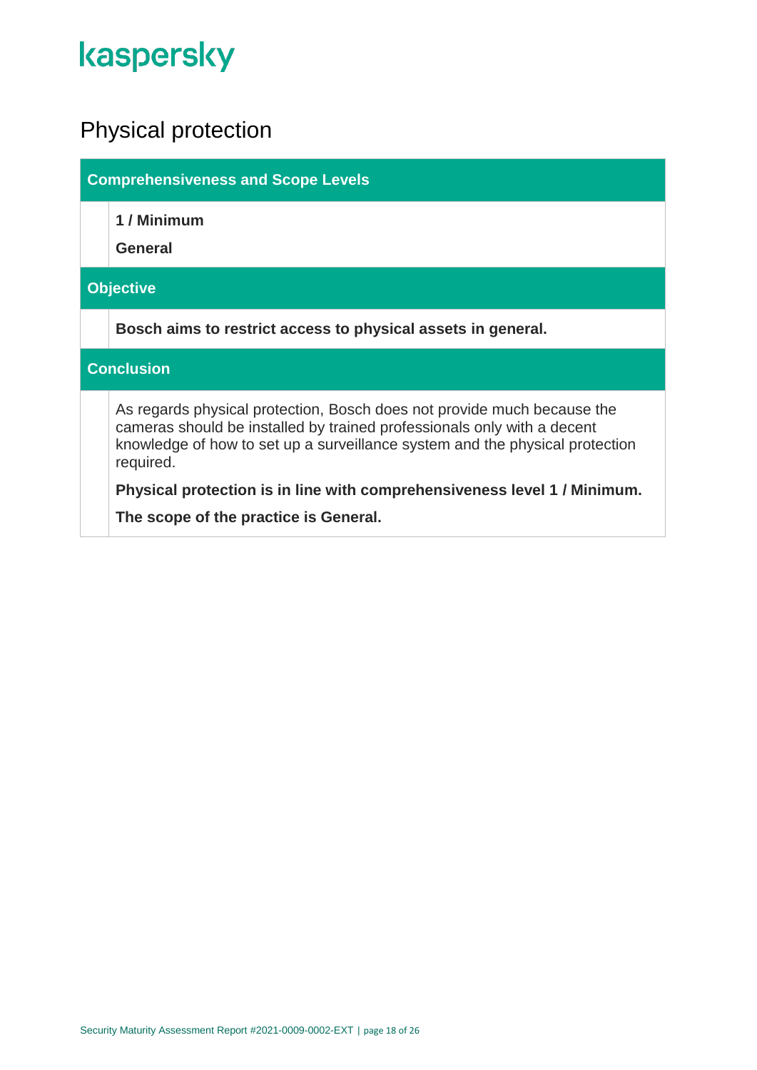kaspersky

# Physical protection

### Comprehensiveness and Scope Levels

**1 / Minimum**

**General**

### Objective

**Bosch aims to restrict access to physical assets in general.**

### Conclusion

As regards physical protection, Bosch does not provide much because the cameras should be installed by trained professionals only with a decent knowledge of how to set up a surveillance system and the physical protection required.

**Physical protection is in line with comprehensiveness level 1 / Minimum.**

**The scope of the practice is General.**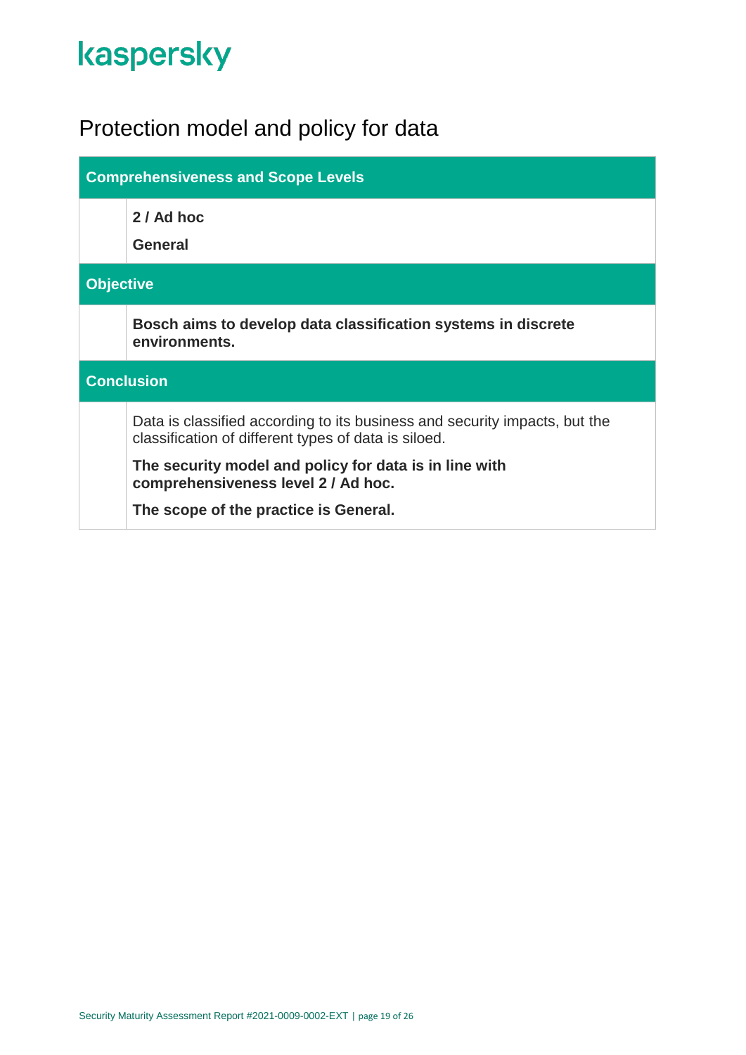# Protection model and policy for data

| Comprehensiveness and Scope Levels |
|---|
| **2 / Ad hoc**<br>**General** |
| **Objective** |
| **Bosch aims to develop data classification systems in discrete environments.** |
| **Conclusion** |
| Data is classified according to its business and security impacts, but the classification of different types of data is siloed.<br>**The security model and policy for data is in line with comprehensiveness level 2 / Ad hoc.**<br>**The scope of the practice is General.** |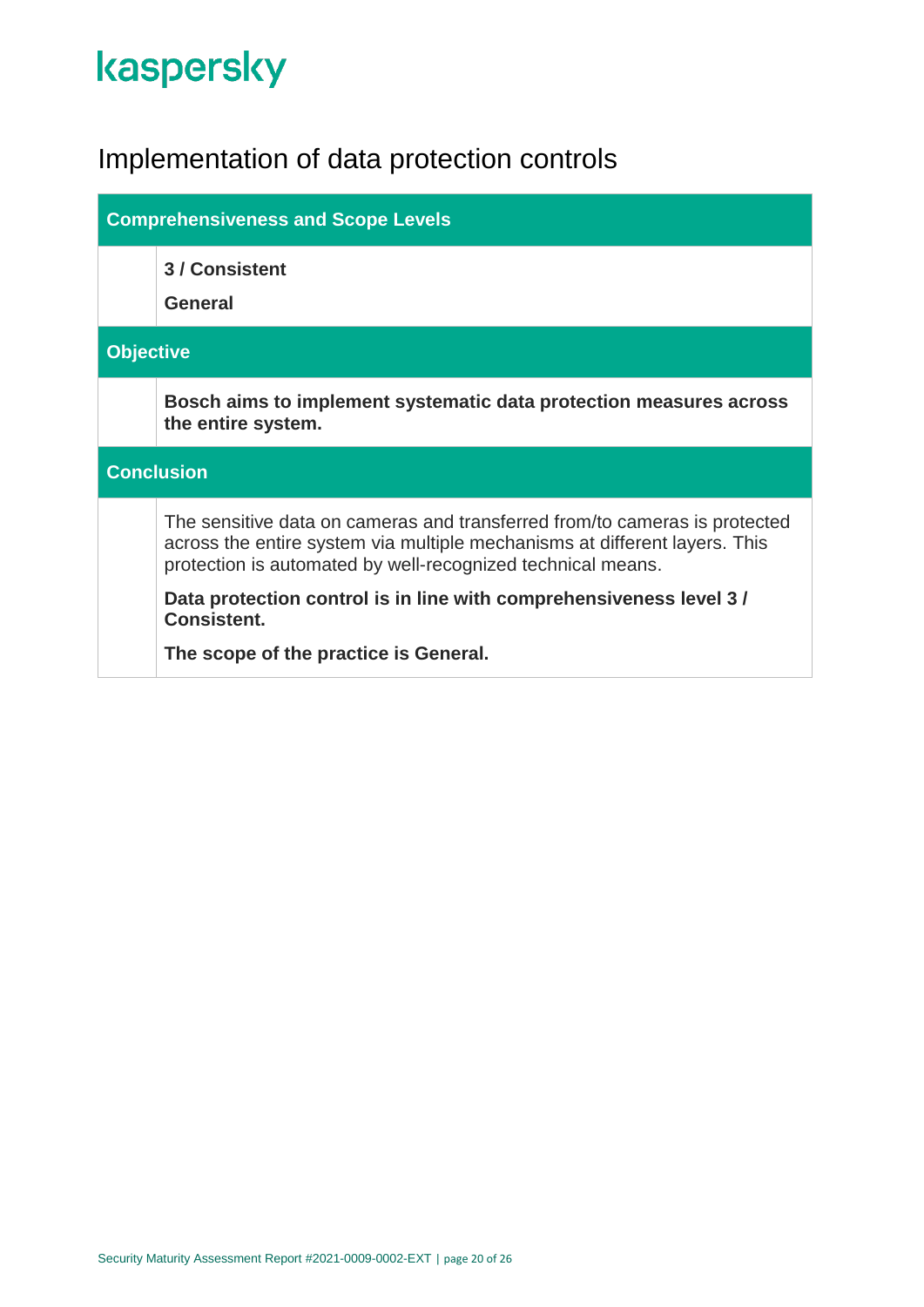# Implementation of data protection controls

| **Comprehensiveness and Scope Levels** | |
|---|---|
| | **3 / Consistent**<br><br>**General** |
| **Objective** | |
| | **Bosch aims to implement systematic data protection measures across the entire system.** |
| **Conclusion** | |
| | The sensitive data on cameras and transferred from/to cameras is protected across the entire system via multiple mechanisms at different layers. This protection is automated by well-recognized technical means.<br><br>**Data protection control is in line with comprehensiveness level 3 / Consistent.**<br><br>**The scope of the practice is General.** |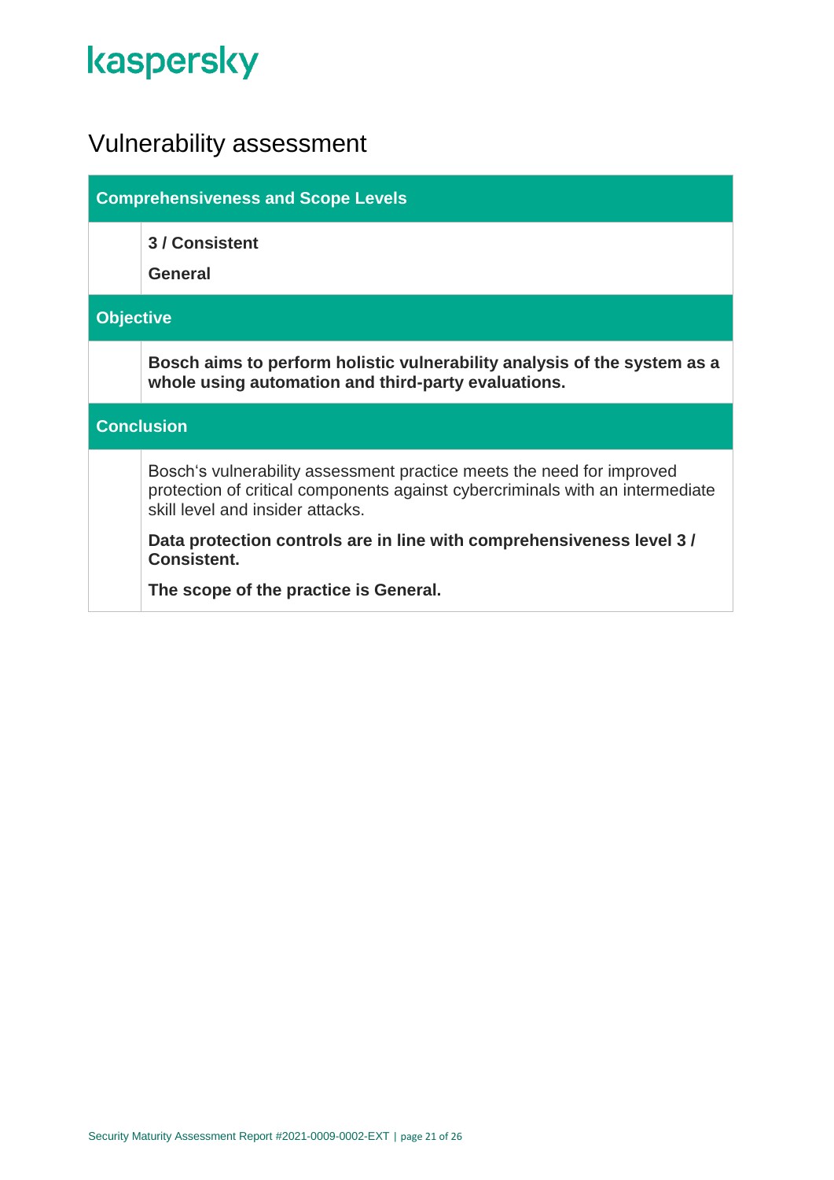## Vulnerability assessment

| Comprehensiveness and Scope Levels | |
|---|---|
| | **3 / Consistent**<br>**General** |
| **Objective** | |
| | **Bosch aims to perform holistic vulnerability analysis of the system as a whole using automation and third-party evaluations.** |
| **Conclusion** | |
| | Bosch's vulnerability assessment practice meets the need for improved protection of critical components against cybercriminals with an intermediate skill level and insider attacks.<br>**Data protection controls are in line with comprehensiveness level 3 / Consistent.**<br>**The scope of the practice is General.** |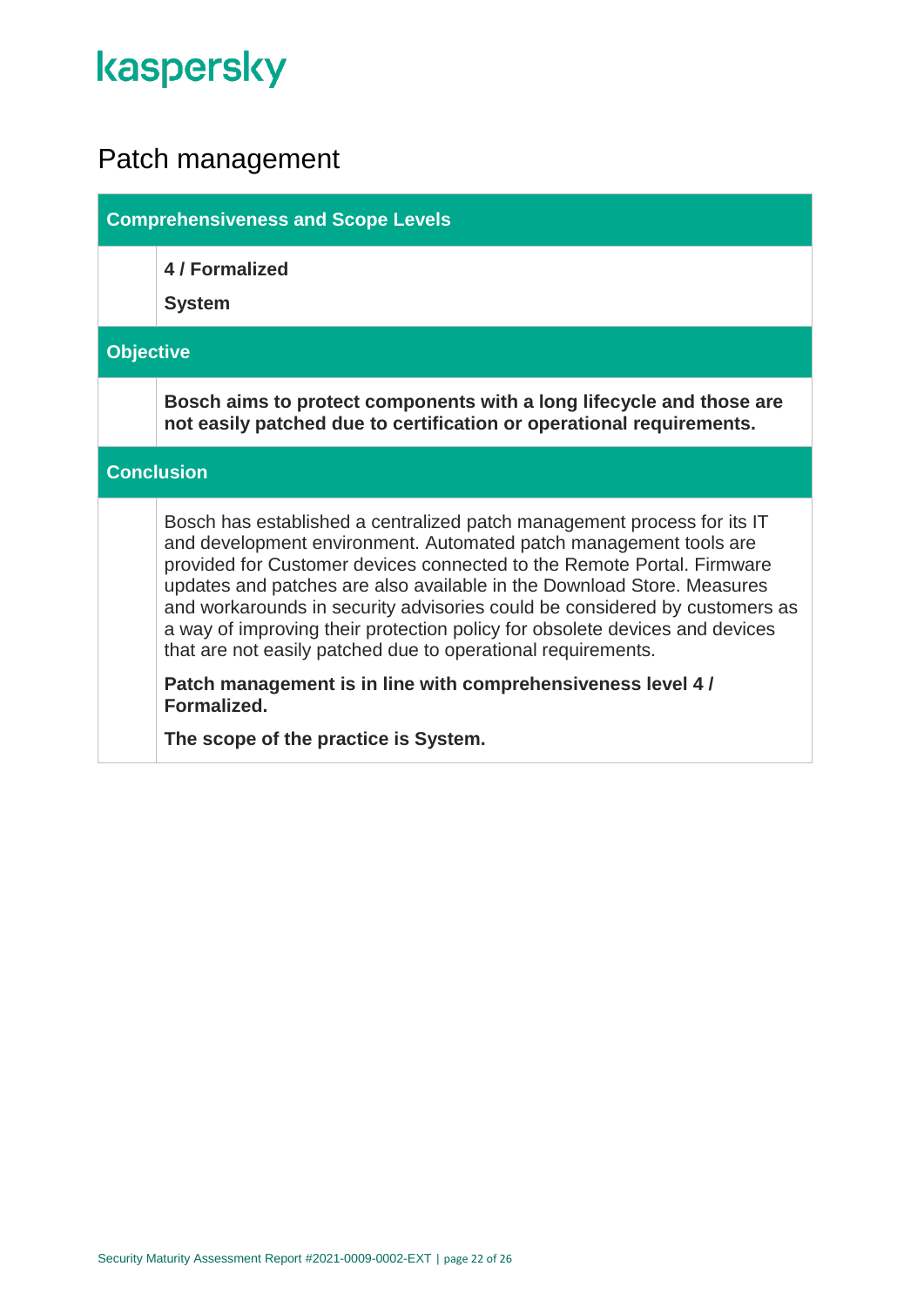## Patch management

### Comprehensiveness and Scope Levels

**4 / Formalized**

**System**

### Objective

**Bosch aims to protect components with a long lifecycle and those are not easily patched due to certification or operational requirements.**

### Conclusion

Bosch has established a centralized patch management process for its IT and development environment. Automated patch management tools are provided for Customer devices connected to the Remote Portal. Firmware updates and patches are also available in the Download Store. Measures and workarounds in security advisories could be considered by customers as a way of improving their protection policy for obsolete devices and devices that are not easily patched due to operational requirements.

**Patch management is in line with comprehensiveness level 4 / Formalized.**

**The scope of the practice is System.**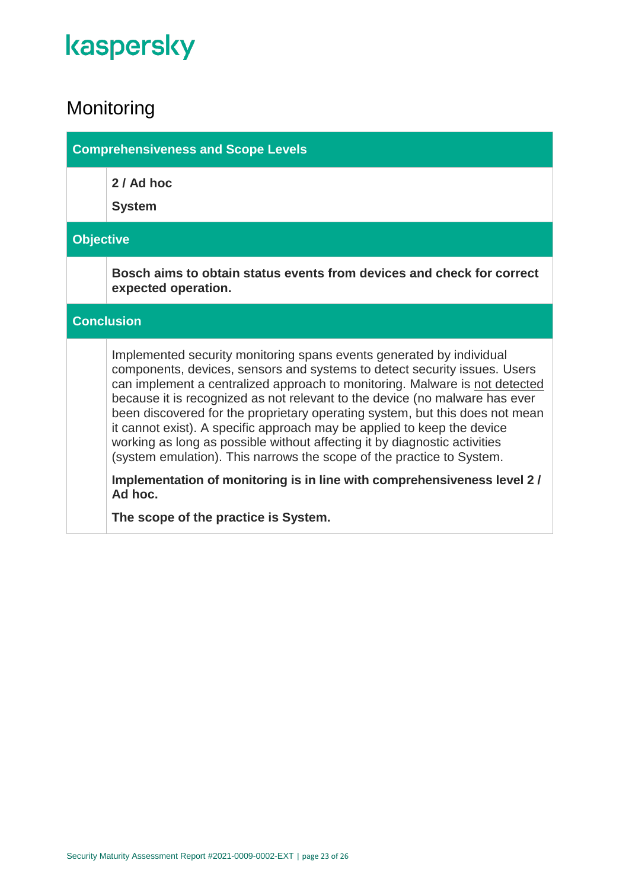# Monitoring

### Comprehensiveness and Scope Levels

**2 / Ad hoc**

**System**

### Objective

**Bosch aims to obtain status events from devices and check for correct expected operation.**

### Conclusion

Implemented security monitoring spans events generated by individual components, devices, sensors and systems to detect security issues. Users can implement a centralized approach to monitoring. Malware is not detected because it is recognized as not relevant to the device (no malware has ever been discovered for the proprietary operating system, but this does not mean it cannot exist). A specific approach may be applied to keep the device working as long as possible without affecting it by diagnostic activities (system emulation). This narrows the scope of the practice to System.

**Implementation of monitoring is in line with comprehensiveness level 2 / Ad hoc.**

**The scope of the practice is System.**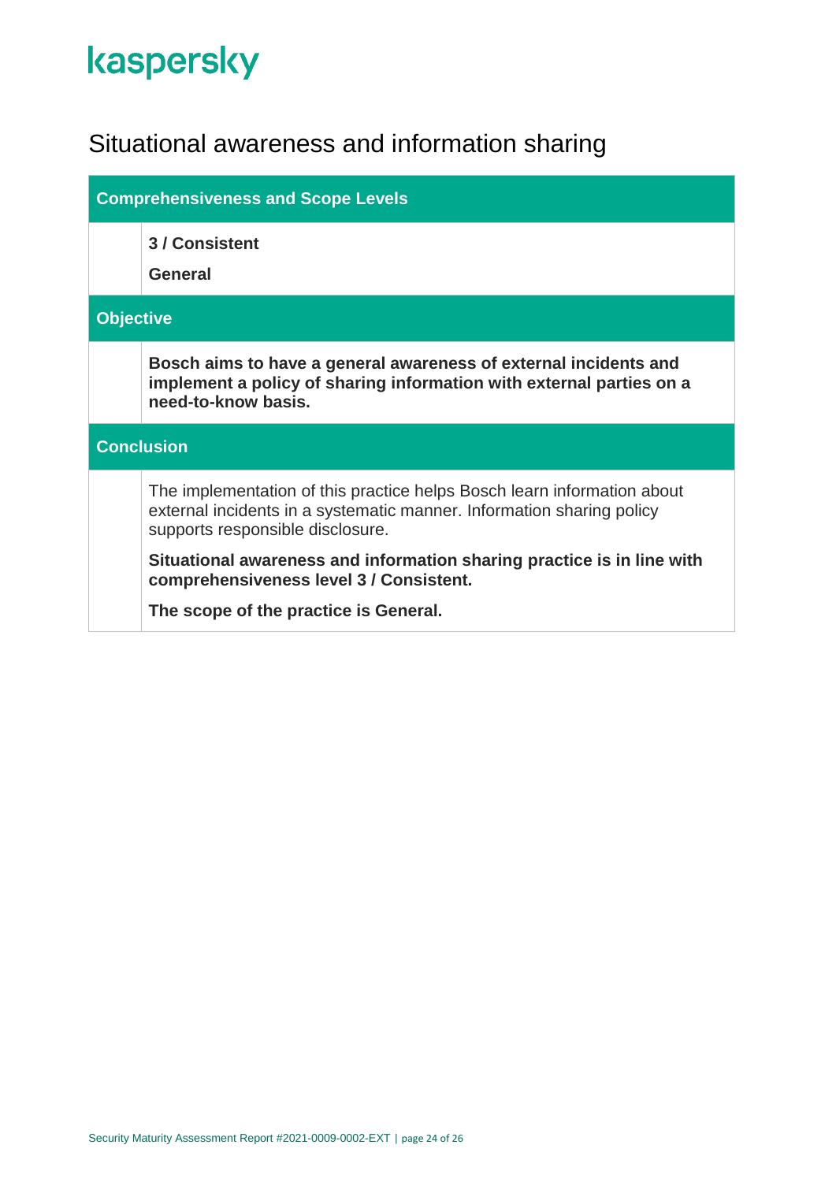# Situational awareness and information sharing

## Comprehensiveness and Scope Levels

**3 / Consistent**

**General**

## Objective

**Bosch aims to have a general awareness of external incidents and implement a policy of sharing information with external parties on a need-to-know basis.**

## Conclusion

The implementation of this practice helps Bosch learn information about external incidents in a systematic manner. Information sharing policy supports responsible disclosure.

**Situational awareness and information sharing practice is in line with comprehensiveness level 3 / Consistent.**

**The scope of the practice is General.**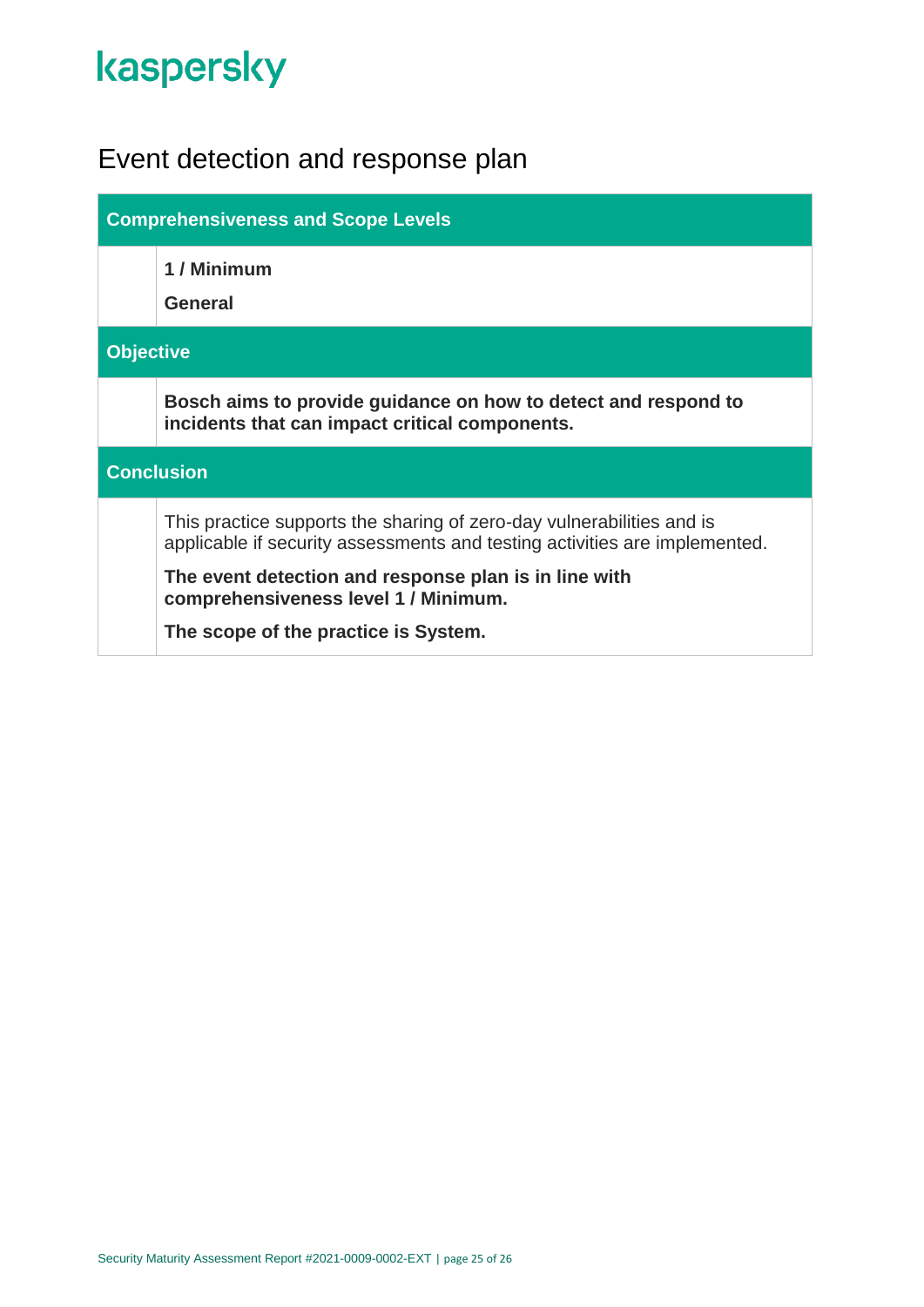# Event detection and response plan

| Comprehensiveness and Scope Levels | |
|---|---|
| | **1 / Minimum**<br><br>**General** |
| **Objective** | |
| | **Bosch aims to provide guidance on how to detect and respond to incidents that can impact critical components.** |
| **Conclusion** | |
| | This practice supports the sharing of zero-day vulnerabilities and is applicable if security assessments and testing activities are implemented.<br><br>**The event detection and response plan is in line with comprehensiveness level 1 / Minimum.**<br><br>**The scope of the practice is System.** |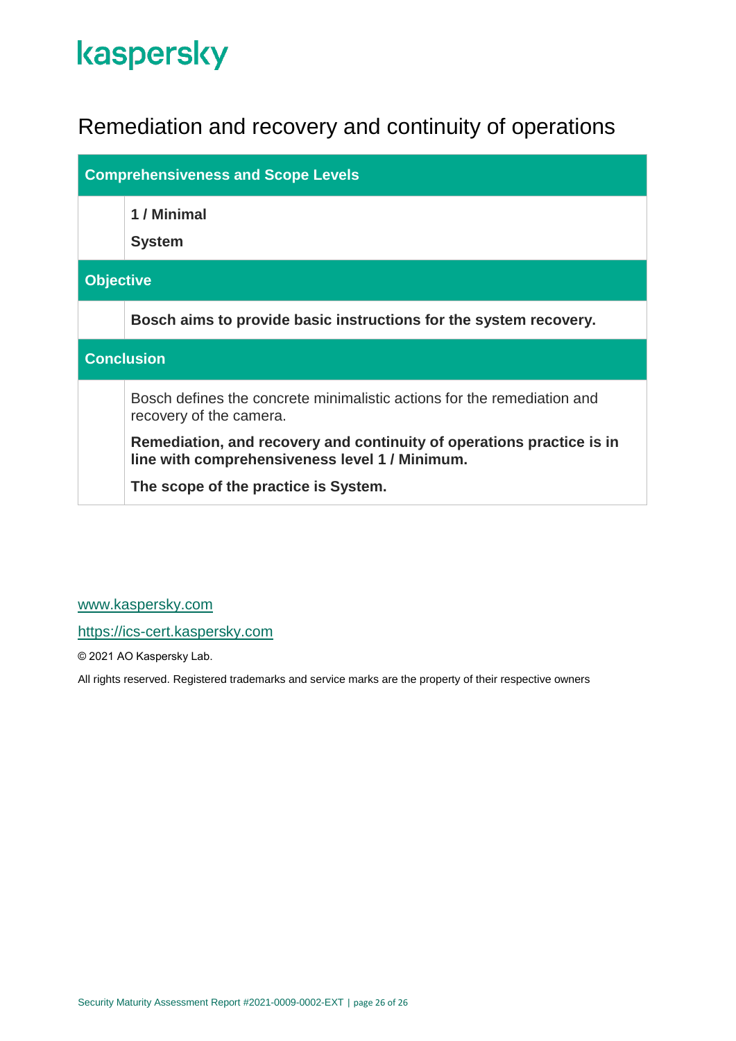## Remediation and recovery and continuity of operations

| | |
|---|---|
| **Comprehensiveness and Scope Levels** | |
| | **1 / Minimal**<br>**System** |
| **Objective** | |
| | **Bosch aims to provide basic instructions for the system recovery.** |
| **Conclusion** | |
| | Bosch defines the concrete minimalistic actions for the remediation and recovery of the camera.<br>**Remediation, and recovery and continuity of operations practice is in line with comprehensiveness level 1 / Minimum.**<br>**The scope of the practice is System.** |

www.kaspersky.com

https://ics-cert.kaspersky.com

© 2021 AO Kaspersky Lab.

All rights reserved. Registered trademarks and service marks are the property of their respective owners